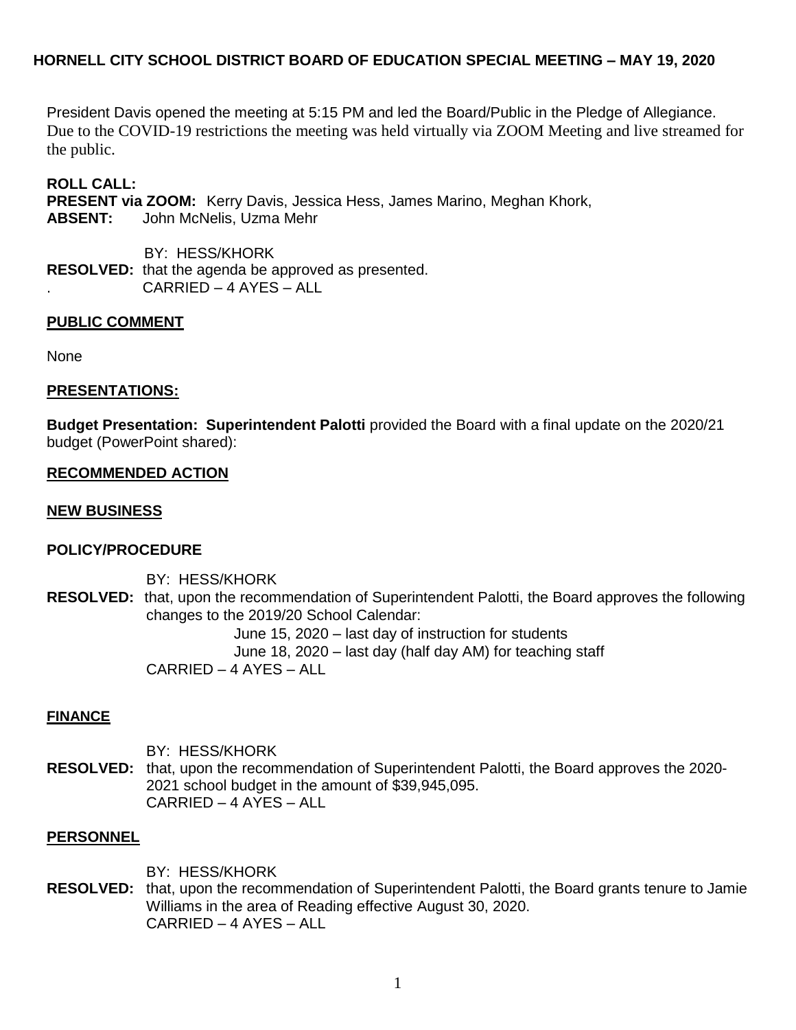# HORNELL CITY SCHOOL DISTRICT BOARD OF EDUCATION SPECIAL MEETING – MAY 19, 2020

President Davis opened the meeting at 5:15 PM and led the Board/Public in the Pledge of Allegiance. Due to the COVID-19 restrictions the meeting was held virtually via ZOOM Meeting and live streamed for the public.

**ROLL CALL:**
**PRESENT via ZOOM:** Kerry Davis, Jessica Hess, James Marino, Meghan Khork,
**ABSENT:** John McNelis, Uzma Mehr

BY: HESS/KHORK
**RESOLVED:** that the agenda be approved as presented.
. CARRIED – 4 AYES – ALL

## PUBLIC COMMENT

None

## PRESENTATIONS:

**Budget Presentation: Superintendent Palotti** provided the Board with a final update on the 2020/21 budget (PowerPoint shared):

## RECOMMENDED ACTION

## NEW BUSINESS

### POLICY/PROCEDURE

BY: HESS/KHORK
**RESOLVED:** that, upon the recommendation of Superintendent Palotti, the Board approves the following changes to the 2019/20 School Calendar:
June 15, 2020 – last day of instruction for students
June 18, 2020 – last day (half day AM) for teaching staff
CARRIED – 4 AYES – ALL

### FINANCE

BY: HESS/KHORK
**RESOLVED:** that, upon the recommendation of Superintendent Palotti, the Board approves the 2020-2021 school budget in the amount of $39,945,095.
CARRIED – 4 AYES – ALL

### PERSONNEL

BY: HESS/KHORK
**RESOLVED:** that, upon the recommendation of Superintendent Palotti, the Board grants tenure to Jamie Williams in the area of Reading effective August 30, 2020.
CARRIED – 4 AYES – ALL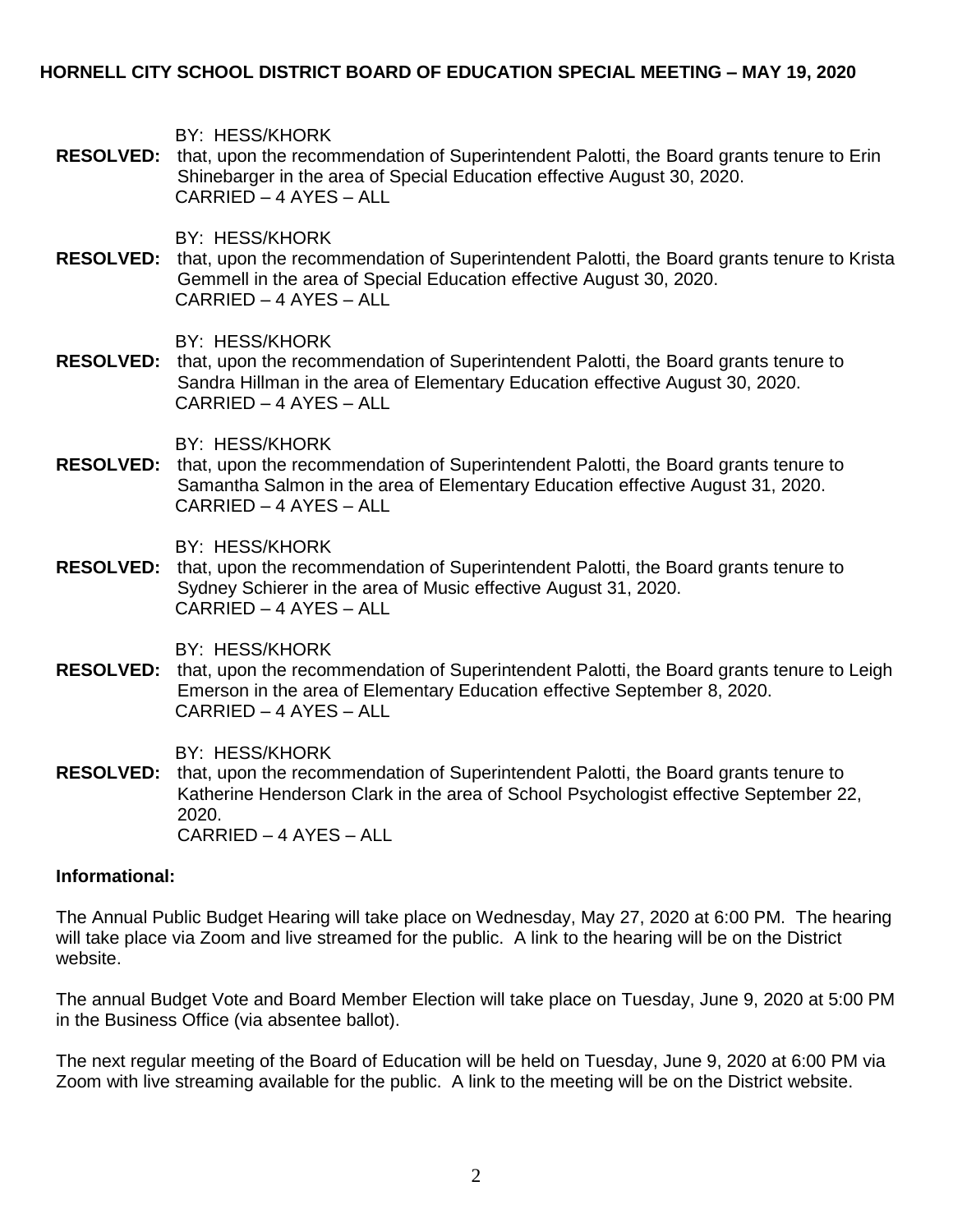BY: HESS/KHORK

**RESOLVED:** that, upon the recommendation of Superintendent Palotti, the Board grants tenure to Erin Shinebarger in the area of Special Education effective August 30, 2020.
CARRIED – 4 AYES – ALL

BY: HESS/KHORK

**RESOLVED:** that, upon the recommendation of Superintendent Palotti, the Board grants tenure to Krista Gemmell in the area of Special Education effective August 30, 2020.
CARRIED – 4 AYES – ALL

BY: HESS/KHORK

**RESOLVED:** that, upon the recommendation of Superintendent Palotti, the Board grants tenure to Sandra Hillman in the area of Elementary Education effective August 30, 2020.
CARRIED – 4 AYES – ALL

BY: HESS/KHORK

**RESOLVED:** that, upon the recommendation of Superintendent Palotti, the Board grants tenure to Samantha Salmon in the area of Elementary Education effective August 31, 2020.
CARRIED – 4 AYES – ALL

BY: HESS/KHORK

**RESOLVED:** that, upon the recommendation of Superintendent Palotti, the Board grants tenure to Sydney Schierer in the area of Music effective August 31, 2020.
CARRIED – 4 AYES – ALL

BY: HESS/KHORK

**RESOLVED:** that, upon the recommendation of Superintendent Palotti, the Board grants tenure to Leigh Emerson in the area of Elementary Education effective September 8, 2020.
CARRIED – 4 AYES – ALL

BY: HESS/KHORK

**RESOLVED:** that, upon the recommendation of Superintendent Palotti, the Board grants tenure to Katherine Henderson Clark in the area of School Psychologist effective September 22, 2020.
CARRIED – 4 AYES – ALL

**Informational:**

The Annual Public Budget Hearing will take place on Wednesday, May 27, 2020 at 6:00 PM. The hearing will take place via Zoom and live streamed for the public. A link to the hearing will be on the District website.

The annual Budget Vote and Board Member Election will take place on Tuesday, June 9, 2020 at 5:00 PM in the Business Office (via absentee ballot).

The next regular meeting of the Board of Education will be held on Tuesday, June 9, 2020 at 6:00 PM via Zoom with live streaming available for the public. A link to the meeting will be on the District website.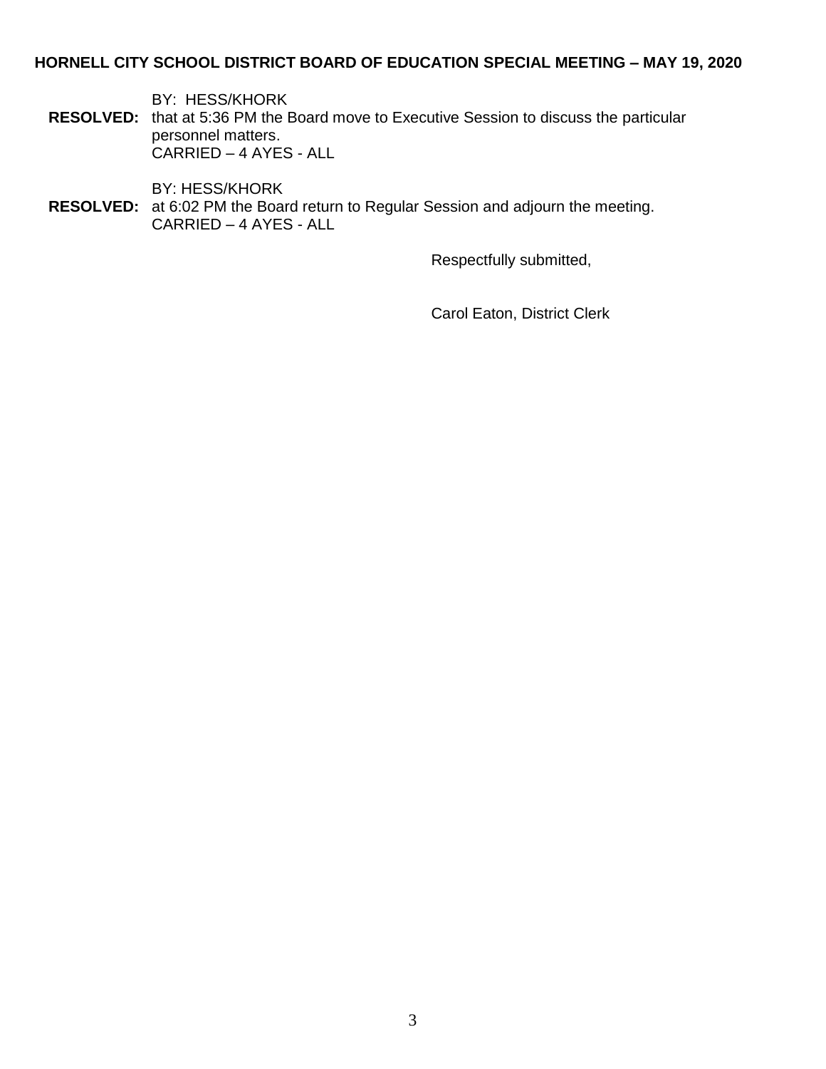**HORNELL CITY SCHOOL DISTRICT BOARD OF EDUCATION SPECIAL MEETING – MAY 19, 2020**

BY: HESS/KHORK

**RESOLVED:** that at 5:36 PM the Board move to Executive Session to discuss the particular personnel matters.
CARRIED – 4 AYES - ALL

BY: HESS/KHORK

**RESOLVED:** at 6:02 PM the Board return to Regular Session and adjourn the meeting.
CARRIED – 4 AYES - ALL

Respectfully submitted,

Carol Eaton, District Clerk